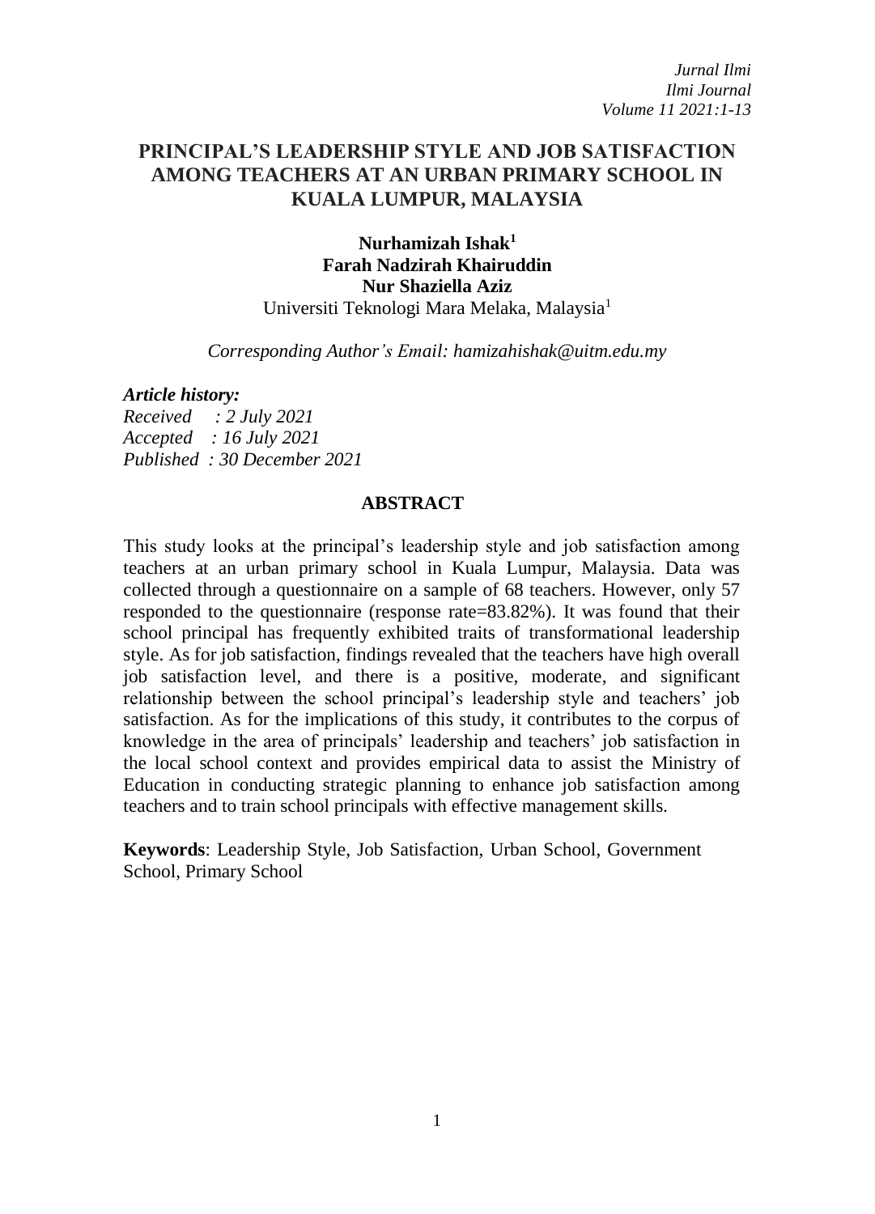# PRINCIPAL'S LEADERSHIP STYLE AND JOB SATISFACTION AMONG TEACHERS AT AN URBAN PRIMARY SCHOOL IN KUALA LUMPUR, MALAYSIA

**Nurhamizah Ishak[1]**
**Farah Nadzirah Khairuddin**
**Nur Shaziella Aziz**
Universiti Teknologi Mara Melaka, Malaysia[1]

*Corresponding Author's Email: hamizahishak@uitm.edu.my*

***Article history:***
*Received : 2 July 2021*
*Accepted : 16 July 2021*
*Published : 30 December 2021*

## ABSTRACT

This study looks at the principal's leadership style and job satisfaction among teachers at an urban primary school in Kuala Lumpur, Malaysia. Data was collected through a questionnaire on a sample of 68 teachers. However, only 57 responded to the questionnaire (response rate=83.82%). It was found that their school principal has frequently exhibited traits of transformational leadership style. As for job satisfaction, findings revealed that the teachers have high overall job satisfaction level, and there is a positive, moderate, and significant relationship between the school principal's leadership style and teachers' job satisfaction. As for the implications of this study, it contributes to the corpus of knowledge in the area of principals' leadership and teachers' job satisfaction in the local school context and provides empirical data to assist the Ministry of Education in conducting strategic planning to enhance job satisfaction among teachers and to train school principals with effective management skills.

**Keywords**: Leadership Style, Job Satisfaction, Urban School, Government School, Primary School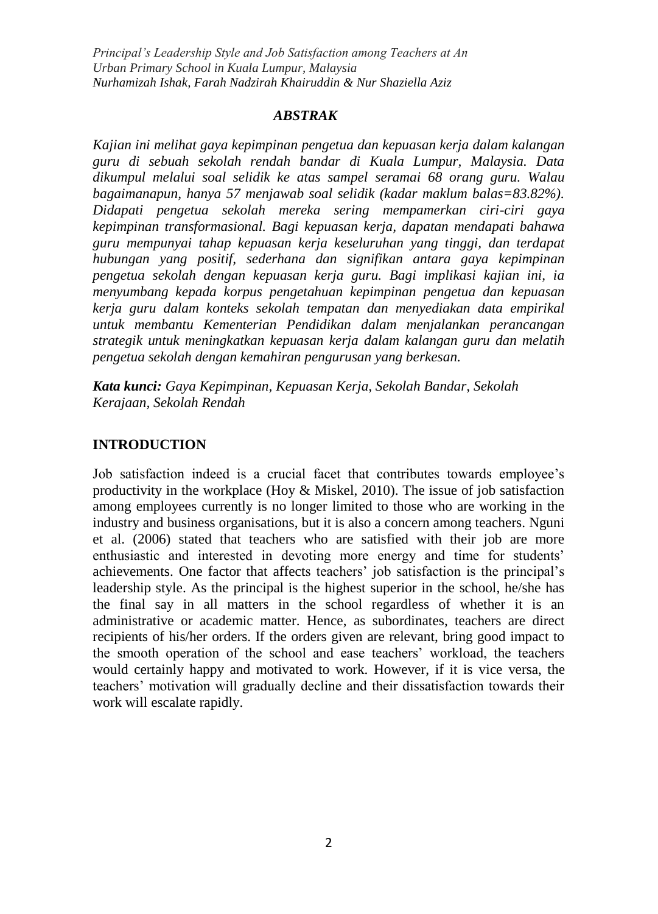## *ABSTRAK*

*Kajian ini melihat gaya kepimpinan pengetua dan kepuasan kerja dalam kalangan guru di sebuah sekolah rendah bandar di Kuala Lumpur, Malaysia. Data dikumpul melalui soal selidik ke atas sampel seramai 68 orang guru. Walau bagaimanapun, hanya 57 menjawab soal selidik (kadar maklum balas=83.82%). Didapati pengetua sekolah mereka sering mempamerkan ciri-ciri gaya kepimpinan transformasional. Bagi kepuasan kerja, dapatan mendapati bahawa guru mempunyai tahap kepuasan kerja keseluruhan yang tinggi, dan terdapat hubungan yang positif, sederhana dan signifikan antara gaya kepimpinan pengetua sekolah dengan kepuasan kerja guru. Bagi implikasi kajian ini, ia menyumbang kepada korpus pengetahuan kepimpinan pengetua dan kepuasan kerja guru dalam konteks sekolah tempatan dan menyediakan data empirikal untuk membantu Kementerian Pendidikan dalam menjalankan perancangan strategik untuk meningkatkan kepuasan kerja dalam kalangan guru dan melatih pengetua sekolah dengan kemahiran pengurusan yang berkesan.*

***Kata kunci:*** *Gaya Kepimpinan, Kepuasan Kerja, Sekolah Bandar, Sekolah Kerajaan, Sekolah Rendah*

## INTRODUCTION

Job satisfaction indeed is a crucial facet that contributes towards employee's productivity in the workplace (Hoy & Miskel, 2010). The issue of job satisfaction among employees currently is no longer limited to those who are working in the industry and business organisations, but it is also a concern among teachers. Nguni et al. (2006) stated that teachers who are satisfied with their job are more enthusiastic and interested in devoting more energy and time for students' achievements. One factor that affects teachers' job satisfaction is the principal's leadership style. As the principal is the highest superior in the school, he/she has the final say in all matters in the school regardless of whether it is an administrative or academic matter. Hence, as subordinates, teachers are direct recipients of his/her orders. If the orders given are relevant, bring good impact to the smooth operation of the school and ease teachers' workload, the teachers would certainly happy and motivated to work. However, if it is vice versa, the teachers' motivation will gradually decline and their dissatisfaction towards their work will escalate rapidly.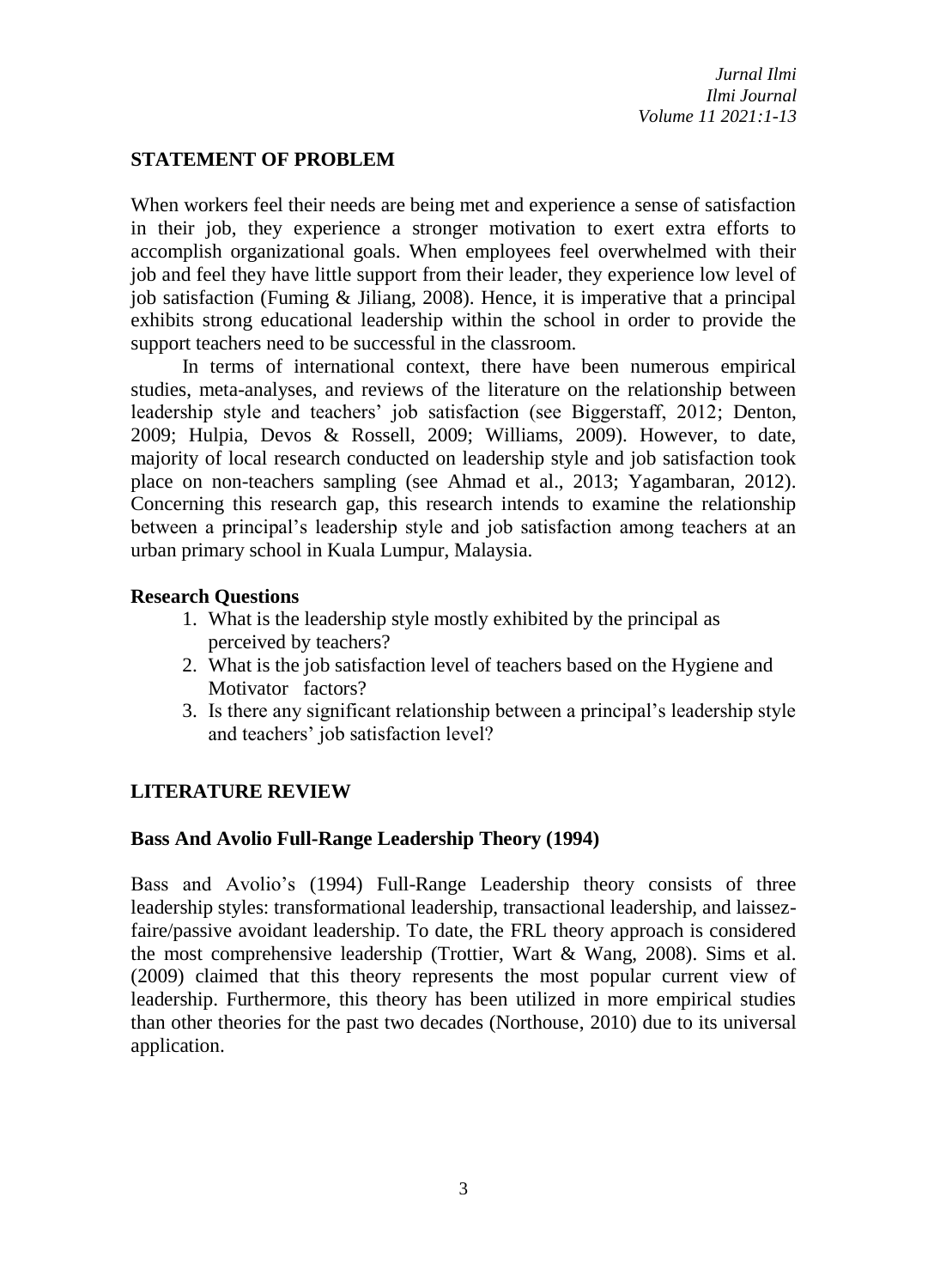## STATEMENT OF PROBLEM

When workers feel their needs are being met and experience a sense of satisfaction in their job, they experience a stronger motivation to exert extra efforts to accomplish organizational goals. When employees feel overwhelmed with their job and feel they have little support from their leader, they experience low level of job satisfaction (Fuming & Jiliang, 2008). Hence, it is imperative that a principal exhibits strong educational leadership within the school in order to provide the support teachers need to be successful in the classroom.

In terms of international context, there have been numerous empirical studies, meta-analyses, and reviews of the literature on the relationship between leadership style and teachers' job satisfaction (see Biggerstaff, 2012; Denton, 2009; Hulpia, Devos & Rossell, 2009; Williams, 2009). However, to date, majority of local research conducted on leadership style and job satisfaction took place on non-teachers sampling (see Ahmad et al., 2013; Yagambaran, 2012). Concerning this research gap, this research intends to examine the relationship between a principal's leadership style and job satisfaction among teachers at an urban primary school in Kuala Lumpur, Malaysia.

### Research Questions

1. What is the leadership style mostly exhibited by the principal as perceived by teachers?
2. What is the job satisfaction level of teachers based on the Hygiene and Motivator factors?
3. Is there any significant relationship between a principal's leadership style and teachers' job satisfaction level?

## LITERATURE REVIEW

### Bass And Avolio Full-Range Leadership Theory (1994)

Bass and Avolio's (1994) Full-Range Leadership theory consists of three leadership styles: transformational leadership, transactional leadership, and laissez-faire/passive avoidant leadership. To date, the FRL theory approach is considered the most comprehensive leadership (Trottier, Wart & Wang, 2008). Sims et al. (2009) claimed that this theory represents the most popular current view of leadership. Furthermore, this theory has been utilized in more empirical studies than other theories for the past two decades (Northouse, 2010) due to its universal application.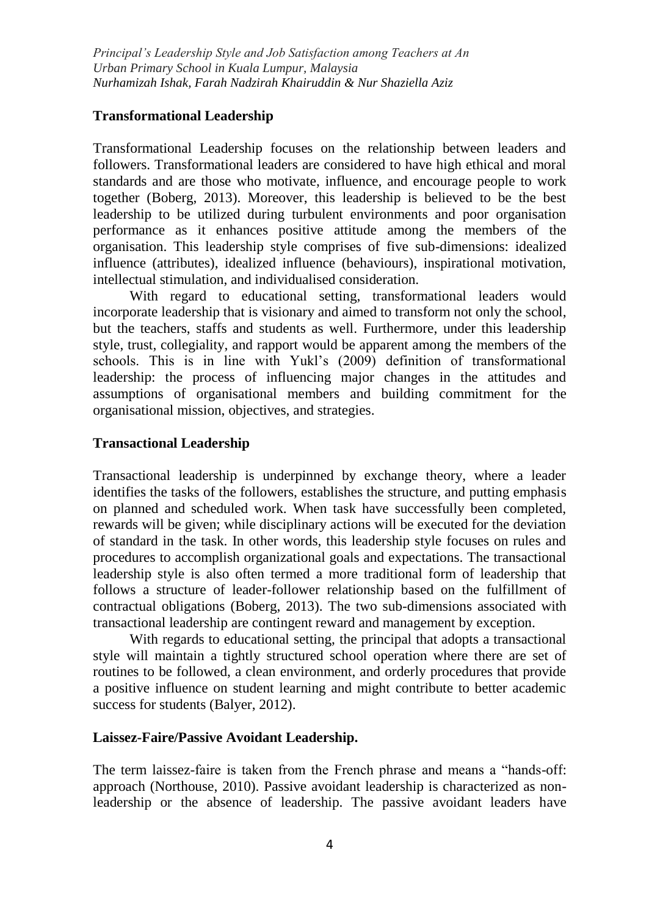**Transformational Leadership**

Transformational Leadership focuses on the relationship between leaders and followers. Transformational leaders are considered to have high ethical and moral standards and are those who motivate, influence, and encourage people to work together (Boberg, 2013). Moreover, this leadership is believed to be the best leadership to be utilized during turbulent environments and poor organisation performance as it enhances positive attitude among the members of the organisation. This leadership style comprises of five sub-dimensions: idealized influence (attributes), idealized influence (behaviours), inspirational motivation, intellectual stimulation, and individualised consideration.

With regard to educational setting, transformational leaders would incorporate leadership that is visionary and aimed to transform not only the school, but the teachers, staffs and students as well. Furthermore, under this leadership style, trust, collegiality, and rapport would be apparent among the members of the schools. This is in line with Yukl's (2009) definition of transformational leadership: the process of influencing major changes in the attitudes and assumptions of organisational members and building commitment for the organisational mission, objectives, and strategies.

**Transactional Leadership**

Transactional leadership is underpinned by exchange theory, where a leader identifies the tasks of the followers, establishes the structure, and putting emphasis on planned and scheduled work. When task have successfully been completed, rewards will be given; while disciplinary actions will be executed for the deviation of standard in the task. In other words, this leadership style focuses on rules and procedures to accomplish organizational goals and expectations. The transactional leadership style is also often termed a more traditional form of leadership that follows a structure of leader-follower relationship based on the fulfillment of contractual obligations (Boberg, 2013). The two sub-dimensions associated with transactional leadership are contingent reward and management by exception.

With regards to educational setting, the principal that adopts a transactional style will maintain a tightly structured school operation where there are set of routines to be followed, a clean environment, and orderly procedures that provide a positive influence on student learning and might contribute to better academic success for students (Balyer, 2012).

**Laissez-Faire/Passive Avoidant Leadership.**

The term laissez-faire is taken from the French phrase and means a "hands-off: approach (Northouse, 2010). Passive avoidant leadership is characterized as non-leadership or the absence of leadership. The passive avoidant leaders have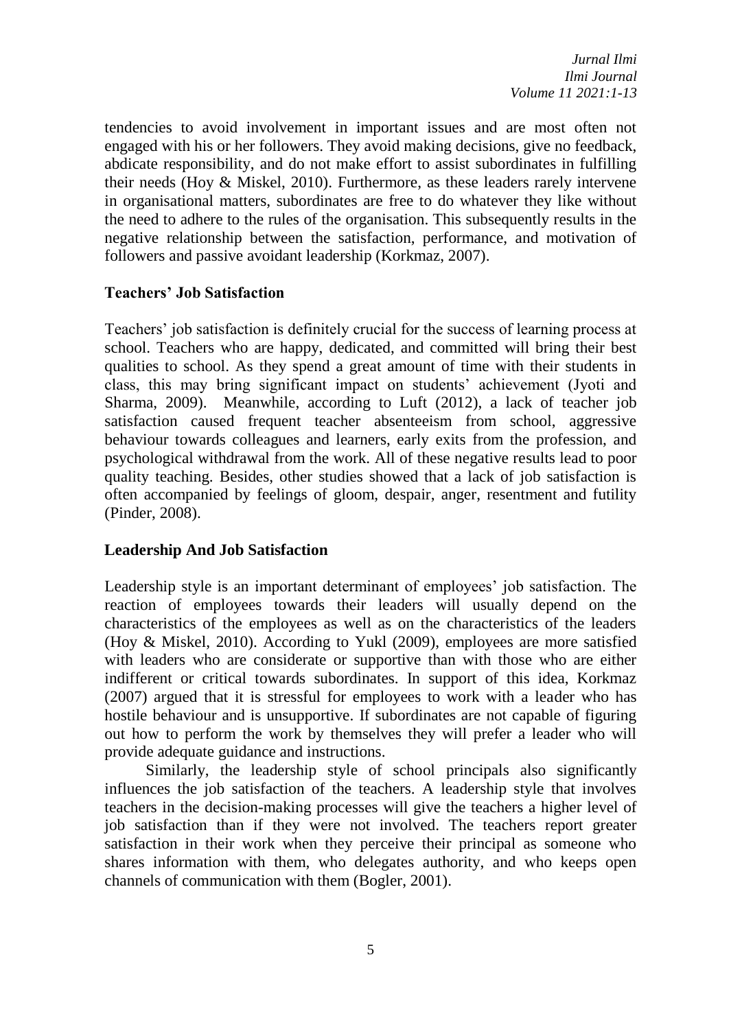tendencies to avoid involvement in important issues and are most often not engaged with his or her followers. They avoid making decisions, give no feedback, abdicate responsibility, and do not make effort to assist subordinates in fulfilling their needs (Hoy & Miskel, 2010). Furthermore, as these leaders rarely intervene in organisational matters, subordinates are free to do whatever they like without the need to adhere to the rules of the organisation. This subsequently results in the negative relationship between the satisfaction, performance, and motivation of followers and passive avoidant leadership (Korkmaz, 2007).

## Teachers' Job Satisfaction

Teachers' job satisfaction is definitely crucial for the success of learning process at school. Teachers who are happy, dedicated, and committed will bring their best qualities to school. As they spend a great amount of time with their students in class, this may bring significant impact on students' achievement (Jyoti and Sharma, 2009). Meanwhile, according to Luft (2012), a lack of teacher job satisfaction caused frequent teacher absenteeism from school, aggressive behaviour towards colleagues and learners, early exits from the profession, and psychological withdrawal from the work. All of these negative results lead to poor quality teaching. Besides, other studies showed that a lack of job satisfaction is often accompanied by feelings of gloom, despair, anger, resentment and futility (Pinder, 2008).

## Leadership And Job Satisfaction

Leadership style is an important determinant of employees' job satisfaction. The reaction of employees towards their leaders will usually depend on the characteristics of the employees as well as on the characteristics of the leaders (Hoy & Miskel, 2010). According to Yukl (2009), employees are more satisfied with leaders who are considerate or supportive than with those who are either indifferent or critical towards subordinates. In support of this idea, Korkmaz (2007) argued that it is stressful for employees to work with a leader who has hostile behaviour and is unsupportive. If subordinates are not capable of figuring out how to perform the work by themselves they will prefer a leader who will provide adequate guidance and instructions.

Similarly, the leadership style of school principals also significantly influences the job satisfaction of the teachers. A leadership style that involves teachers in the decision-making processes will give the teachers a higher level of job satisfaction than if they were not involved. The teachers report greater satisfaction in their work when they perceive their principal as someone who shares information with them, who delegates authority, and who keeps open channels of communication with them (Bogler, 2001).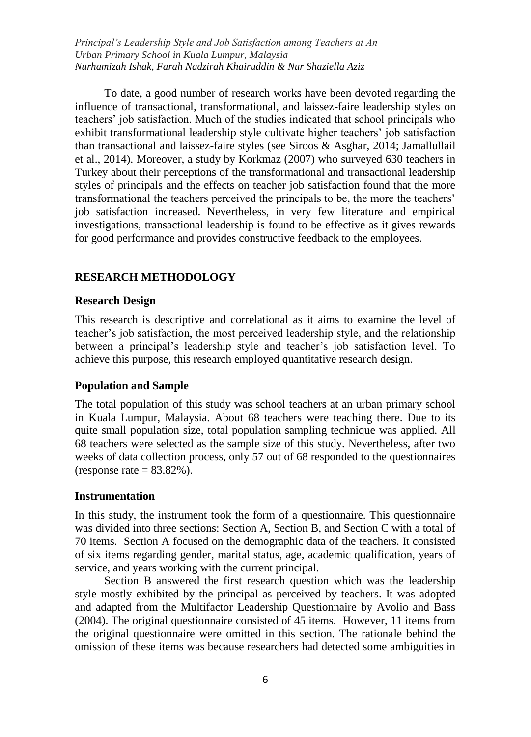To date, a good number of research works have been devoted regarding the influence of transactional, transformational, and laissez-faire leadership styles on teachers' job satisfaction. Much of the studies indicated that school principals who exhibit transformational leadership style cultivate higher teachers' job satisfaction than transactional and laissez-faire styles (see Siroos & Asghar, 2014; Jamallullail et al., 2014). Moreover, a study by Korkmaz (2007) who surveyed 630 teachers in Turkey about their perceptions of the transformational and transactional leadership styles of principals and the effects on teacher job satisfaction found that the more transformational the teachers perceived the principals to be, the more the teachers' job satisfaction increased. Nevertheless, in very few literature and empirical investigations, transactional leadership is found to be effective as it gives rewards for good performance and provides constructive feedback to the employees.

## RESEARCH METHODOLOGY

### Research Design

This research is descriptive and correlational as it aims to examine the level of teacher's job satisfaction, the most perceived leadership style, and the relationship between a principal's leadership style and teacher's job satisfaction level. To achieve this purpose, this research employed quantitative research design.

### Population and Sample

The total population of this study was school teachers at an urban primary school in Kuala Lumpur, Malaysia. About 68 teachers were teaching there. Due to its quite small population size, total population sampling technique was applied. All 68 teachers were selected as the sample size of this study. Nevertheless, after two weeks of data collection process, only 57 out of 68 responded to the questionnaires (response rate = 83.82%).

### Instrumentation

In this study, the instrument took the form of a questionnaire. This questionnaire was divided into three sections: Section A, Section B, and Section C with a total of 70 items. Section A focused on the demographic data of the teachers. It consisted of six items regarding gender, marital status, age, academic qualification, years of service, and years working with the current principal.

Section B answered the first research question which was the leadership style mostly exhibited by the principal as perceived by teachers. It was adopted and adapted from the Multifactor Leadership Questionnaire by Avolio and Bass (2004). The original questionnaire consisted of 45 items. However, 11 items from the original questionnaire were omitted in this section. The rationale behind the omission of these items was because researchers had detected some ambiguities in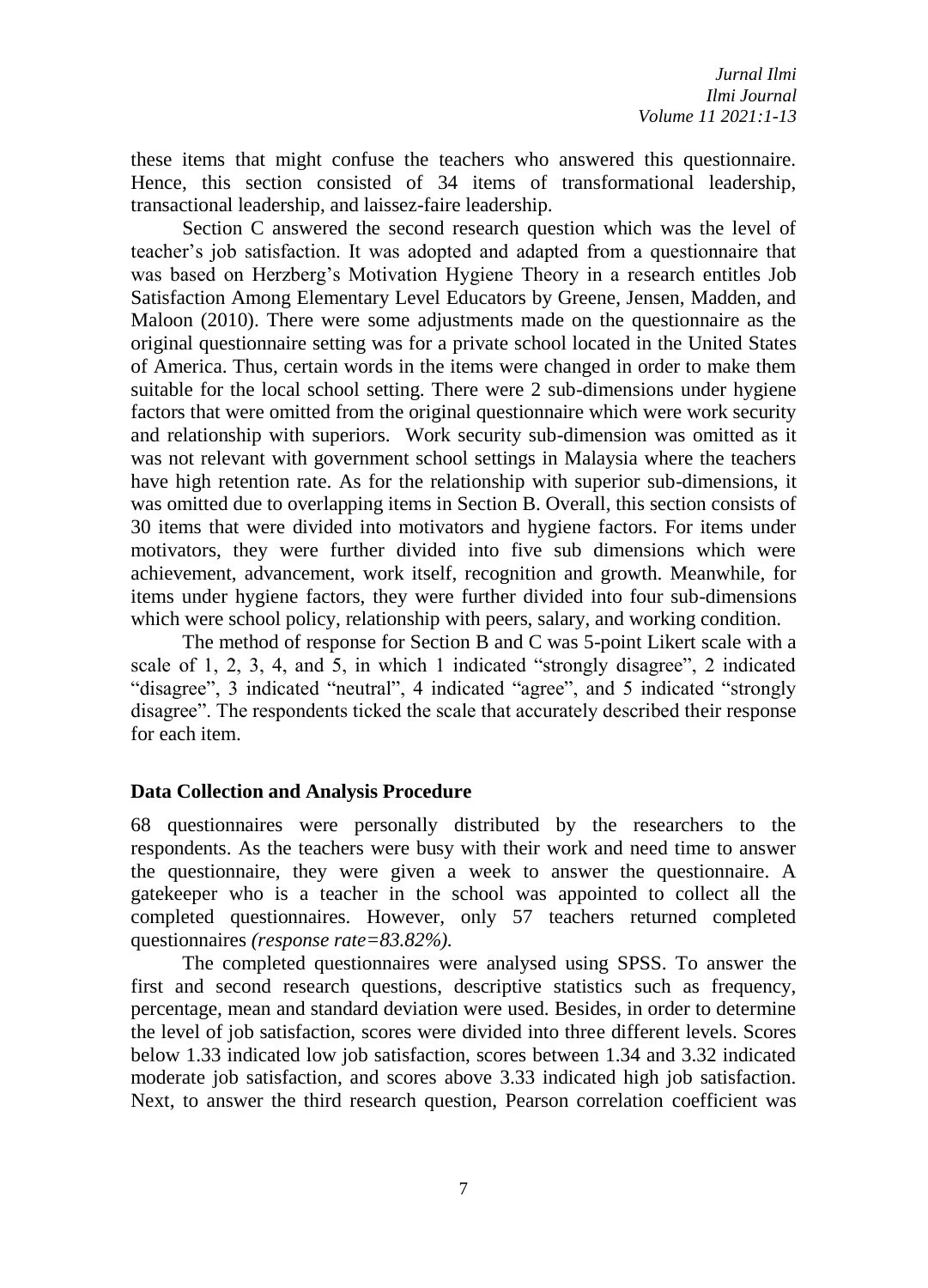these items that might confuse the teachers who answered this questionnaire. Hence, this section consisted of 34 items of transformational leadership, transactional leadership, and laissez-faire leadership.

Section C answered the second research question which was the level of teacher's job satisfaction. It was adopted and adapted from a questionnaire that was based on Herzberg's Motivation Hygiene Theory in a research entitles Job Satisfaction Among Elementary Level Educators by Greene, Jensen, Madden, and Maloon (2010). There were some adjustments made on the questionnaire as the original questionnaire setting was for a private school located in the United States of America. Thus, certain words in the items were changed in order to make them suitable for the local school setting. There were 2 sub-dimensions under hygiene factors that were omitted from the original questionnaire which were work security and relationship with superiors. Work security sub-dimension was omitted as it was not relevant with government school settings in Malaysia where the teachers have high retention rate. As for the relationship with superior sub-dimensions, it was omitted due to overlapping items in Section B. Overall, this section consists of 30 items that were divided into motivators and hygiene factors. For items under motivators, they were further divided into five sub dimensions which were achievement, advancement, work itself, recognition and growth. Meanwhile, for items under hygiene factors, they were further divided into four sub-dimensions which were school policy, relationship with peers, salary, and working condition.

The method of response for Section B and C was 5-point Likert scale with a scale of 1, 2, 3, 4, and 5, in which 1 indicated "strongly disagree", 2 indicated "disagree", 3 indicated "neutral", 4 indicated "agree", and 5 indicated "strongly disagree". The respondents ticked the scale that accurately described their response for each item.

## Data Collection and Analysis Procedure

68 questionnaires were personally distributed by the researchers to the respondents. As the teachers were busy with their work and need time to answer the questionnaire, they were given a week to answer the questionnaire. A gatekeeper who is a teacher in the school was appointed to collect all the completed questionnaires. However, only 57 teachers returned completed questionnaires *(response rate=83.82%).*

The completed questionnaires were analysed using SPSS. To answer the first and second research questions, descriptive statistics such as frequency, percentage, mean and standard deviation were used. Besides, in order to determine the level of job satisfaction, scores were divided into three different levels. Scores below 1.33 indicated low job satisfaction, scores between 1.34 and 3.32 indicated moderate job satisfaction, and scores above 3.33 indicated high job satisfaction. Next, to answer the third research question, Pearson correlation coefficient was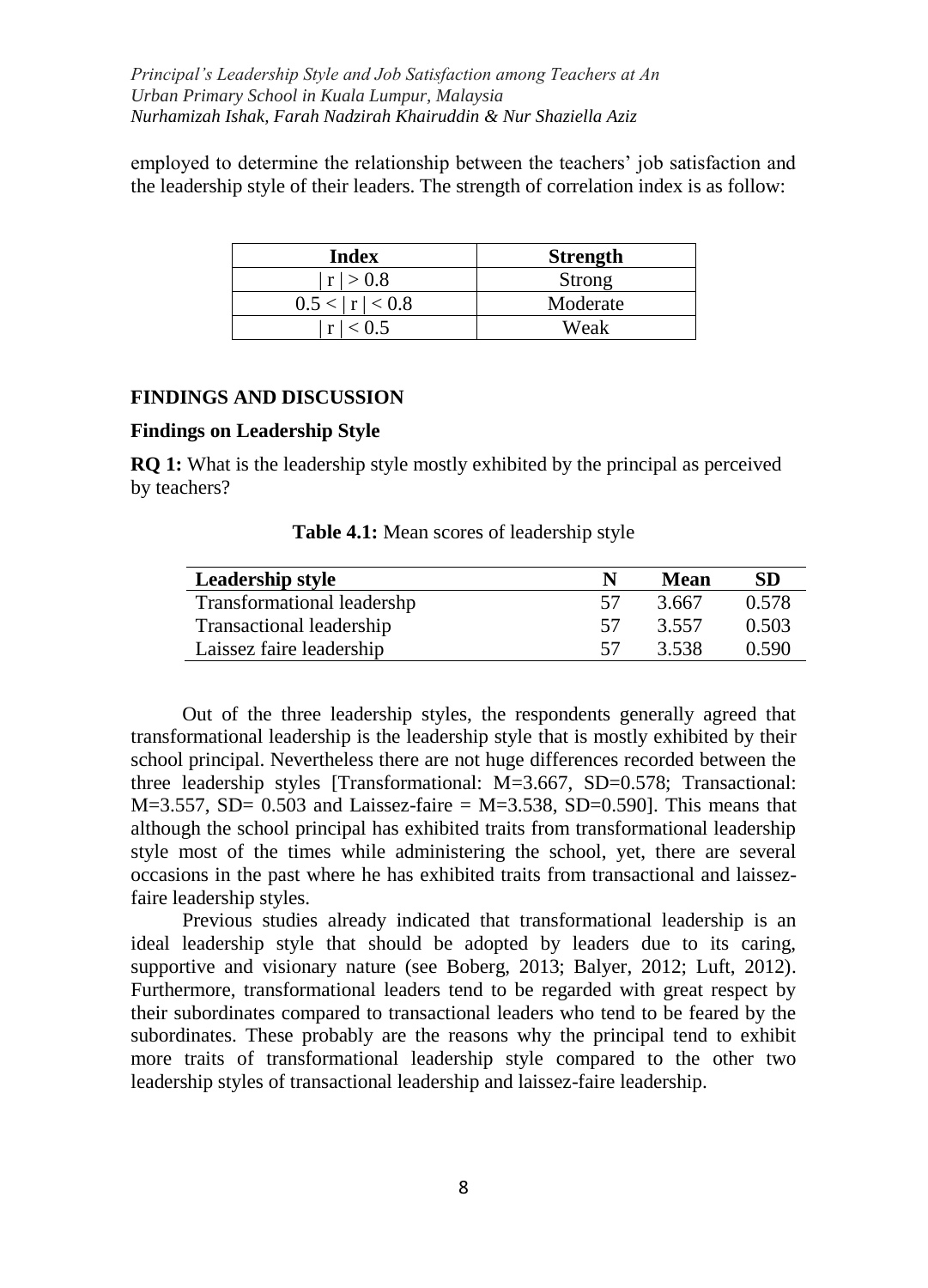employed to determine the relationship between the teachers' job satisfaction and the leadership style of their leaders. The strength of correlation index is as follow:

| Index | Strength |
|---|---|
| $\lvert r \rvert > 0.8$ | Strong |
| $0.5 < \lvert r \rvert < 0.8$ | Moderate |
| $\lvert r \rvert < 0.5$ | Weak |

## FINDINGS AND DISCUSSION

### Findings on Leadership Style

**RQ 1:** What is the leadership style mostly exhibited by the principal as perceived by teachers?

**Table 4.1:** Mean scores of leadership style

| Leadership style | N | Mean | SD |
|---|---|---|---|
| Transformational leadershp | 57 | 3.667 | 0.578 |
| Transactional leadership | 57 | 3.557 | 0.503 |
| Laissez faire leadership | 57 | 3.538 | 0.590 |

Out of the three leadership styles, the respondents generally agreed that transformational leadership is the leadership style that is mostly exhibited by their school principal. Nevertheless there are not huge differences recorded between the three leadership styles [Transformational: M=3.667, SD=0.578; Transactional: M=3.557, SD= 0.503 and Laissez-faire = M=3.538, SD=0.590]. This means that although the school principal has exhibited traits from transformational leadership style most of the times while administering the school, yet, there are several occasions in the past where he has exhibited traits from transactional and laissez-faire leadership styles.

Previous studies already indicated that transformational leadership is an ideal leadership style that should be adopted by leaders due to its caring, supportive and visionary nature (see Boberg, 2013; Balyer, 2012; Luft, 2012). Furthermore, transformational leaders tend to be regarded with great respect by their subordinates compared to transactional leaders who tend to be feared by the subordinates. These probably are the reasons why the principal tend to exhibit more traits of transformational leadership style compared to the other two leadership styles of transactional leadership and laissez-faire leadership.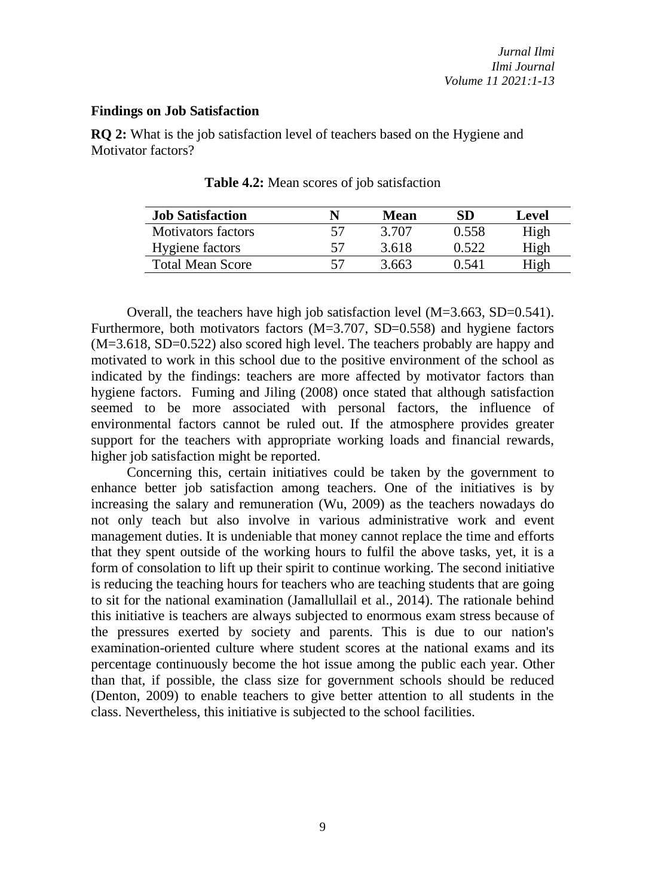### Findings on Job Satisfaction

**RQ 2:** What is the job satisfaction level of teachers based on the Hygiene and Motivator factors?

**Table 4.2:** Mean scores of job satisfaction

| Job Satisfaction | N | Mean | SD | Level |
|---|---|---|---|---|
| Motivators factors | 57 | 3.707 | 0.558 | High |
| Hygiene factors | 57 | 3.618 | 0.522 | High |
| Total Mean Score | 57 | 3.663 | 0.541 | High |

Overall, the teachers have high job satisfaction level (M=3.663, SD=0.541). Furthermore, both motivators factors (M=3.707, SD=0.558) and hygiene factors (M=3.618, SD=0.522) also scored high level. The teachers probably are happy and motivated to work in this school due to the positive environment of the school as indicated by the findings: teachers are more affected by motivator factors than hygiene factors. Fuming and Jiling (2008) once stated that although satisfaction seemed to be more associated with personal factors, the influence of environmental factors cannot be ruled out. If the atmosphere provides greater support for the teachers with appropriate working loads and financial rewards, higher job satisfaction might be reported.

Concerning this, certain initiatives could be taken by the government to enhance better job satisfaction among teachers. One of the initiatives is by increasing the salary and remuneration (Wu, 2009) as the teachers nowadays do not only teach but also involve in various administrative work and event management duties. It is undeniable that money cannot replace the time and efforts that they spent outside of the working hours to fulfil the above tasks, yet, it is a form of consolation to lift up their spirit to continue working. The second initiative is reducing the teaching hours for teachers who are teaching students that are going to sit for the national examination (Jamallullail et al., 2014). The rationale behind this initiative is teachers are always subjected to enormous exam stress because of the pressures exerted by society and parents. This is due to our nation's examination-oriented culture where student scores at the national exams and its percentage continuously become the hot issue among the public each year. Other than that, if possible, the class size for government schools should be reduced (Denton, 2009) to enable teachers to give better attention to all students in the class. Nevertheless, this initiative is subjected to the school facilities.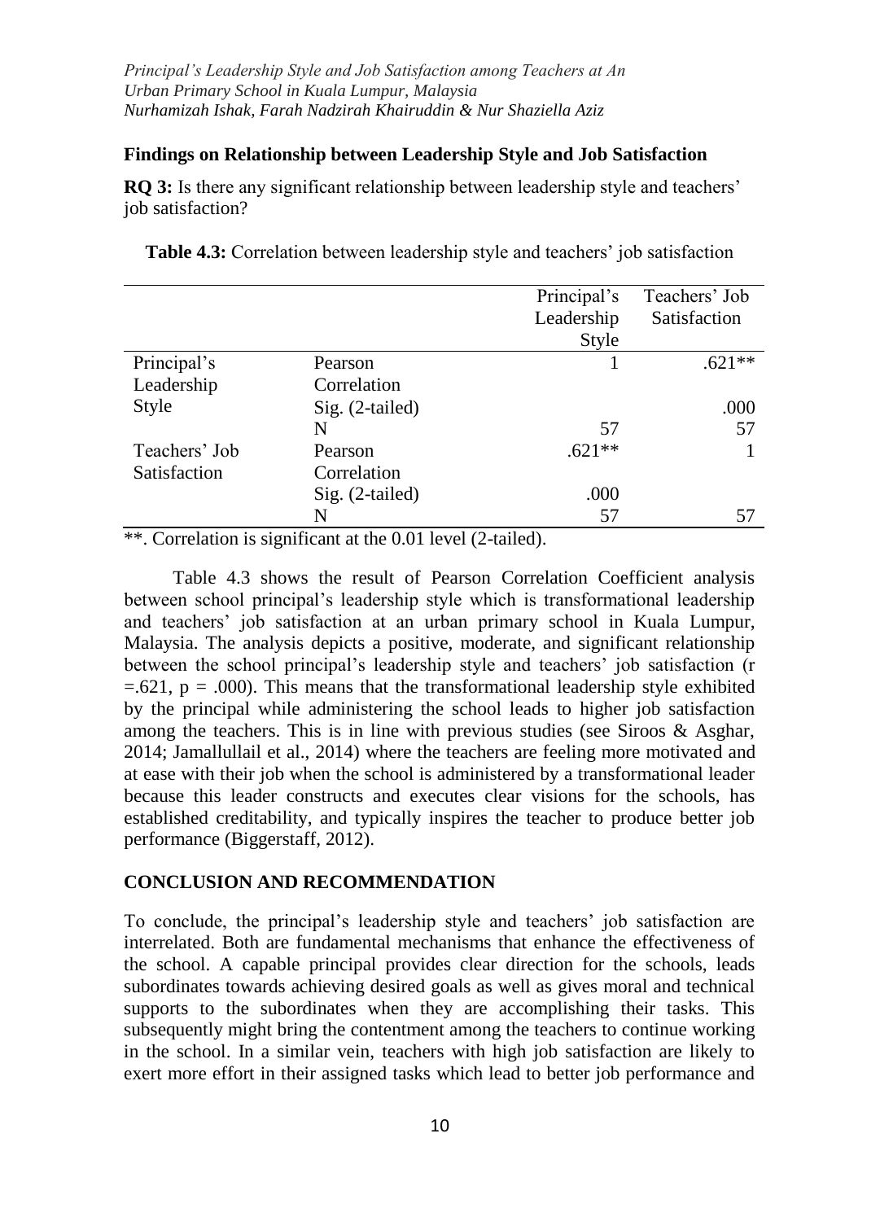### Findings on Relationship between Leadership Style and Job Satisfaction

**RQ 3:** Is there any significant relationship between leadership style and teachers' job satisfaction?

**Table 4.3:** Correlation between leadership style and teachers' job satisfaction

| | | Principal's Leadership Style | Teachers' Job Satisfaction |
|---|---|---|---|
| Principal's Leadership Style | Pearson Correlation | 1 | .621** |
| | Sig. (2-tailed) | | .000 |
| | N | 57 | 57 |
| Teachers' Job Satisfaction | Pearson Correlation | .621** | 1 |
| | Sig. (2-tailed) | .000 | |
| | N | 57 | 57 |

**. Correlation is significant at the 0.01 level (2-tailed).

Table 4.3 shows the result of Pearson Correlation Coefficient analysis between school principal's leadership style which is transformational leadership and teachers' job satisfaction at an urban primary school in Kuala Lumpur, Malaysia. The analysis depicts a positive, moderate, and significant relationship between the school principal's leadership style and teachers' job satisfaction ($r = .621$, $p = .000$). This means that the transformational leadership style exhibited by the principal while administering the school leads to higher job satisfaction among the teachers. This is in line with previous studies (see Siroos & Asghar, 2014; Jamallullail et al., 2014) where the teachers are feeling more motivated and at ease with their job when the school is administered by a transformational leader because this leader constructs and executes clear visions for the schools, has established creditability, and typically inspires the teacher to produce better job performance (Biggerstaff, 2012).

## CONCLUSION AND RECOMMENDATION

To conclude, the principal's leadership style and teachers' job satisfaction are interrelated. Both are fundamental mechanisms that enhance the effectiveness of the school. A capable principal provides clear direction for the schools, leads subordinates towards achieving desired goals as well as gives moral and technical supports to the subordinates when they are accomplishing their tasks. This subsequently might bring the contentment among the teachers to continue working in the school. In a similar vein, teachers with high job satisfaction are likely to exert more effort in their assigned tasks which lead to better job performance and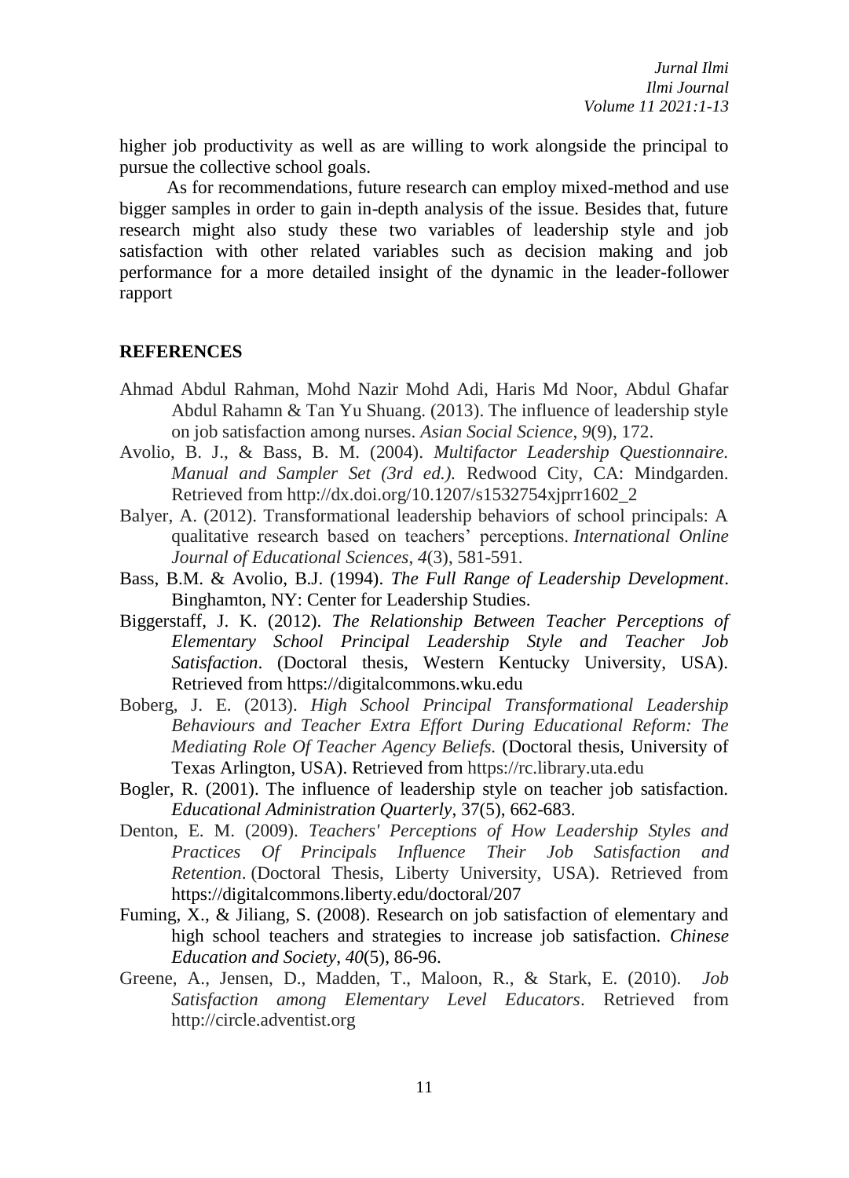higher job productivity as well as are willing to work alongside the principal to pursue the collective school goals.

As for recommendations, future research can employ mixed-method and use bigger samples in order to gain in-depth analysis of the issue. Besides that, future research might also study these two variables of leadership style and job satisfaction with other related variables such as decision making and job performance for a more detailed insight of the dynamic in the leader-follower rapport

## REFERENCES

Ahmad Abdul Rahman, Mohd Nazir Mohd Adi, Haris Md Noor, Abdul Ghafar Abdul Rahamn & Tan Yu Shuang. (2013). The influence of leadership style on job satisfaction among nurses. *Asian Social Science*, *9*(9), 172.

Avolio, B. J., & Bass, B. M. (2004). *Multifactor Leadership Questionnaire. Manual and Sampler Set (3rd ed.).* Redwood City, CA: Mindgarden. Retrieved from http://dx.doi.org/10.1207/s1532754xjprr1602_2

Balyer, A. (2012). Transformational leadership behaviors of school principals: A qualitative research based on teachers' perceptions. *International Online Journal of Educational Sciences*, *4*(3), 581-591.

Bass, B.M. & Avolio, B.J. (1994). *The Full Range of Leadership Development*. Binghamton, NY: Center for Leadership Studies.

Biggerstaff, J. K. (2012). *The Relationship Between Teacher Perceptions of Elementary School Principal Leadership Style and Teacher Job Satisfaction*. (Doctoral thesis, Western Kentucky University, USA). Retrieved from https://digitalcommons.wku.edu

Boberg, J. E. (2013). *High School Principal Transformational Leadership Behaviours and Teacher Extra Effort During Educational Reform: The Mediating Role Of Teacher Agency Beliefs.* (Doctoral thesis, University of Texas Arlington, USA). Retrieved from https://rc.library.uta.edu

Bogler, R. (2001). The influence of leadership style on teacher job satisfaction. *Educational Administration Quarterly*, 37(5), 662-683.

Denton, E. M. (2009). *Teachers' Perceptions of How Leadership Styles and Practices Of Principals Influence Their Job Satisfaction and Retention*. (Doctoral Thesis, Liberty University, USA). Retrieved from https://digitalcommons.liberty.edu/doctoral/207

Fuming, X., & Jiliang, S. (2008). Research on job satisfaction of elementary and high school teachers and strategies to increase job satisfaction. *Chinese Education and Society*, *40*(5), 86-96.

Greene, A., Jensen, D., Madden, T., Maloon, R., & Stark, E. (2010). *Job Satisfaction among Elementary Level Educators*. Retrieved from http://circle.adventist.org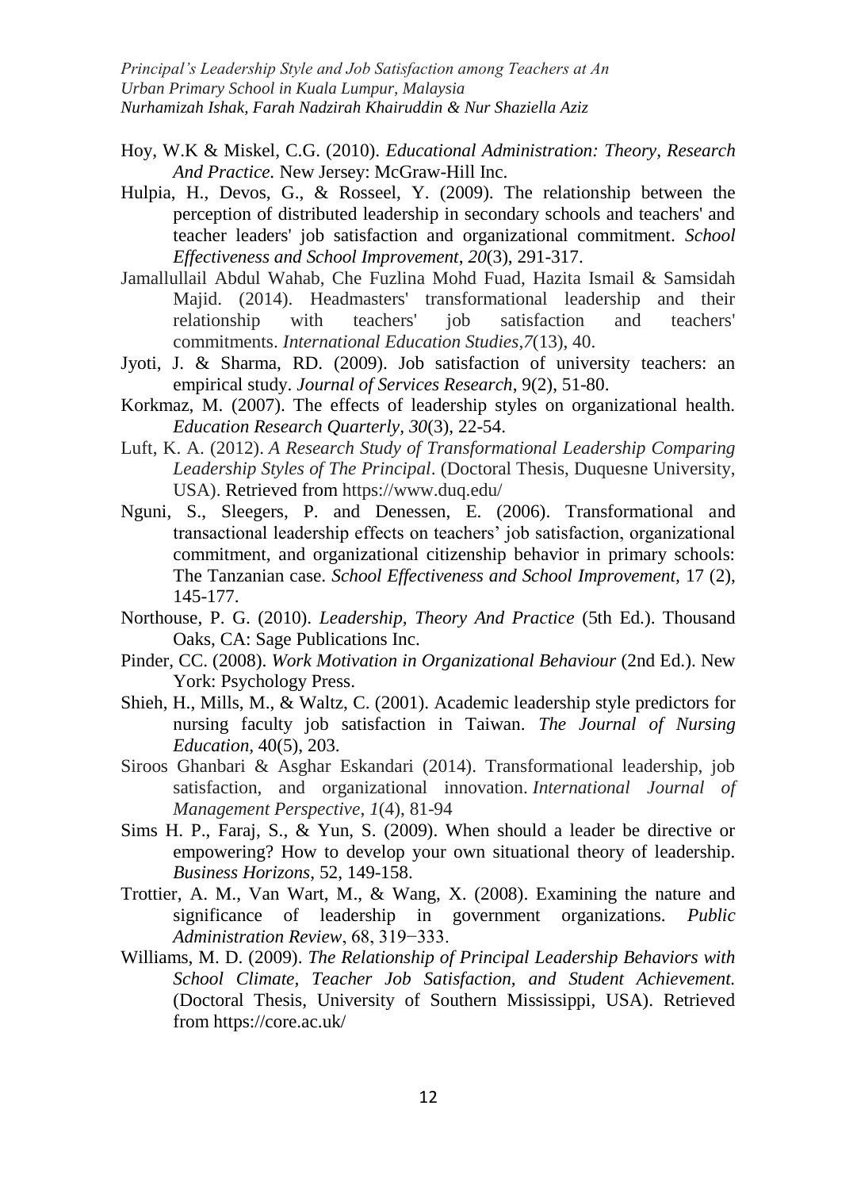Hoy, W.K & Miskel, C.G. (2010). *Educational Administration: Theory, Research And Practice.* New Jersey: McGraw-Hill Inc.

Hulpia, H., Devos, G., & Rosseel, Y. (2009). The relationship between the perception of distributed leadership in secondary schools and teachers' and teacher leaders' job satisfaction and organizational commitment. *School Effectiveness and School Improvement*, *20*(3), 291-317.

Jamallullail Abdul Wahab, Che Fuzlina Mohd Fuad, Hazita Ismail & Samsidah Majid. (2014). Headmasters' transformational leadership and their relationship with teachers' job satisfaction and teachers' commitments. *International Education Studies*,*7*(13), 40.

Jyoti, J. & Sharma, RD. (2009). Job satisfaction of university teachers: an empirical study. *Journal of Services Research*, 9(2), 51-80.

Korkmaz, M. (2007). The effects of leadership styles on organizational health. *Education Research Quarterly*, *30*(3), 22-54.

Luft, K. A. (2012). *A Research Study of Transformational Leadership Comparing Leadership Styles of The Principal*. (Doctoral Thesis, Duquesne University, USA). Retrieved from https://www.duq.edu/

Nguni, S., Sleegers, P. and Denessen, E. (2006). Transformational and transactional leadership effects on teachers' job satisfaction, organizational commitment, and organizational citizenship behavior in primary schools: The Tanzanian case. *School Effectiveness and School Improvement,* 17 (2), 145-177.

Northouse, P. G. (2010). *Leadership, Theory And Practice* (5th Ed.). Thousand Oaks, CA: Sage Publications Inc.

Pinder, CC. (2008). *Work Motivation in Organizational Behaviour* (2nd Ed.). New York: Psychology Press.

Shieh, H., Mills, M., & Waltz, C. (2001). Academic leadership style predictors for nursing faculty job satisfaction in Taiwan. *The Journal of Nursing Education*, 40(5), 203.

Siroos Ghanbari & Asghar Eskandari (2014). Transformational leadership, job satisfaction, and organizational innovation. *International Journal of Management Perspective*, *1*(4), 81-94

Sims H. P., Faraj, S., & Yun, S. (2009). When should a leader be directive or empowering? How to develop your own situational theory of leadership. *Business Horizons*, 52, 149-158.

Trottier, A. M., Van Wart, M., & Wang, X. (2008). Examining the nature and significance of leadership in government organizations. *Public Administration Review*, 68, 319−333.

Williams, M. D. (2009). *The Relationship of Principal Leadership Behaviors with School Climate, Teacher Job Satisfaction, and Student Achievement.* (Doctoral Thesis, University of Southern Mississippi, USA). Retrieved from https://core.ac.uk/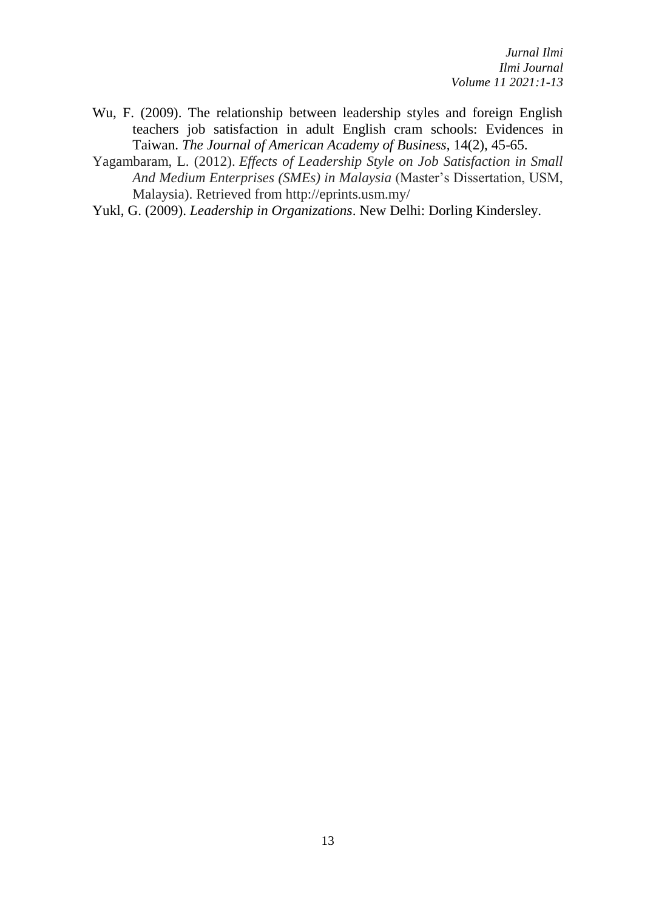Wu, F. (2009). The relationship between leadership styles and foreign English teachers job satisfaction in adult English cram schools: Evidences in Taiwan. *The Journal of American Academy of Business*, 14(2), 45-65.

Yagambaram, L. (2012). *Effects of Leadership Style on Job Satisfaction in Small And Medium Enterprises (SMEs) in Malaysia* (Master's Dissertation, USM, Malaysia). Retrieved from http://eprints.usm.my/

Yukl, G. (2009). *Leadership in Organizations*. New Delhi: Dorling Kindersley.